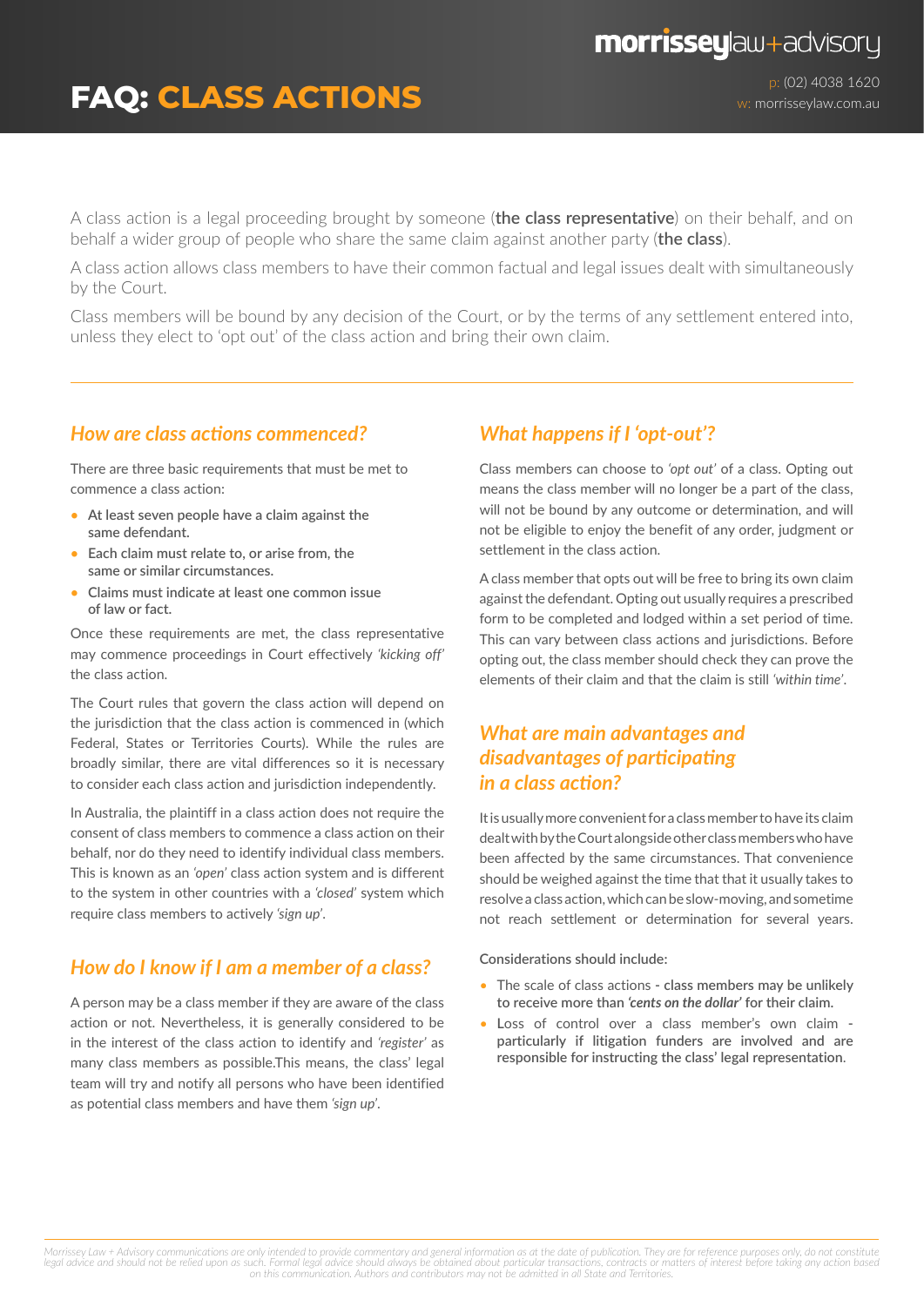# FAQ: CLASS ACTIONS

morrisseylaw+advisory

p: (02) 4038 1620
w: morrisseylaw.com.au

A class action is a legal proceeding brought by someone (**the class representative**) on their behalf, and on behalf a wider group of people who share the same claim against another party (**the class**).

A class action allows class members to have their common factual and legal issues dealt with simultaneously by the Court.

Class members will be bound by any decision of the Court, or by the terms of any settlement entered into, unless they elect to 'opt out' of the class action and bring their own claim.

---

## *How are class actions commenced?*

There are three basic requirements that must be met to commence a class action:

- At least seven people have a claim against the same defendant.
- Each claim must relate to, or arise from, the same or similar circumstances.
- Claims must indicate at least one common issue of law or fact.

Once these requirements are met, the class representative may commence proceedings in Court effectively *'kicking off'* the class action.

The Court rules that govern the class action will depend on the jurisdiction that the class action is commenced in (which Federal, States or Territories Courts). While the rules are broadly similar, there are vital differences so it is necessary to consider each class action and jurisdiction independently.

In Australia, the plaintiff in a class action does not require the consent of class members to commence a class action on their behalf, nor do they need to identify individual class members. This is known as an *'open'* class action system and is different to the system in other countries with a *'closed'* system which require class members to actively *'sign up'*.

## *How do I know if I am a member of a class?*

A person may be a class member if they are aware of the class action or not. Nevertheless, it is generally considered to be in the interest of the class action to identify and *'register'* as many class members as possible.This means, the class' legal team will try and notify all persons who have been identified as potential class members and have them *'sign up'*.

## *What happens if I 'opt-out'?*

Class members can choose to *'opt out'* of a class. Opting out means the class member will no longer be a part of the class, will not be bound by any outcome or determination, and will not be eligible to enjoy the benefit of any order, judgment or settlement in the class action.

A class member that opts out will be free to bring its own claim against the defendant. Opting out usually requires a prescribed form to be completed and lodged within a set period of time. This can vary between class actions and jurisdictions. Before opting out, the class member should check they can prove the elements of their claim and that the claim is still *'within time'*.

## *What are main advantages and disadvantages of participating in a class action?*

It is usually more convenient for a class member to have its claim dealt with by the Court alongside other class members who have been affected by the same circumstances. That convenience should be weighed against the time that that it usually takes to resolve a class action, which can be slow-moving, and sometime not reach settlement or determination for several years.

Considerations should include:

- The scale of class actions - class members may be unlikely to receive more than *'cents on the dollar'* for their claim.
- Loss of control over a class member's own claim - particularly if litigation funders are involved and are responsible for instructing the class' legal representation.

*Morrissey Law + Advisory communications are only intended to provide commentary and general information as at the date of publication. They are for reference purposes only, do not constitute legal advice and should not be relied upon as such. Formal legal advice should always be obtained about particular transactions, contracts or matters of interest before taking any action based on this communication. Authors and contributors may not be admitted in all State and Territories.*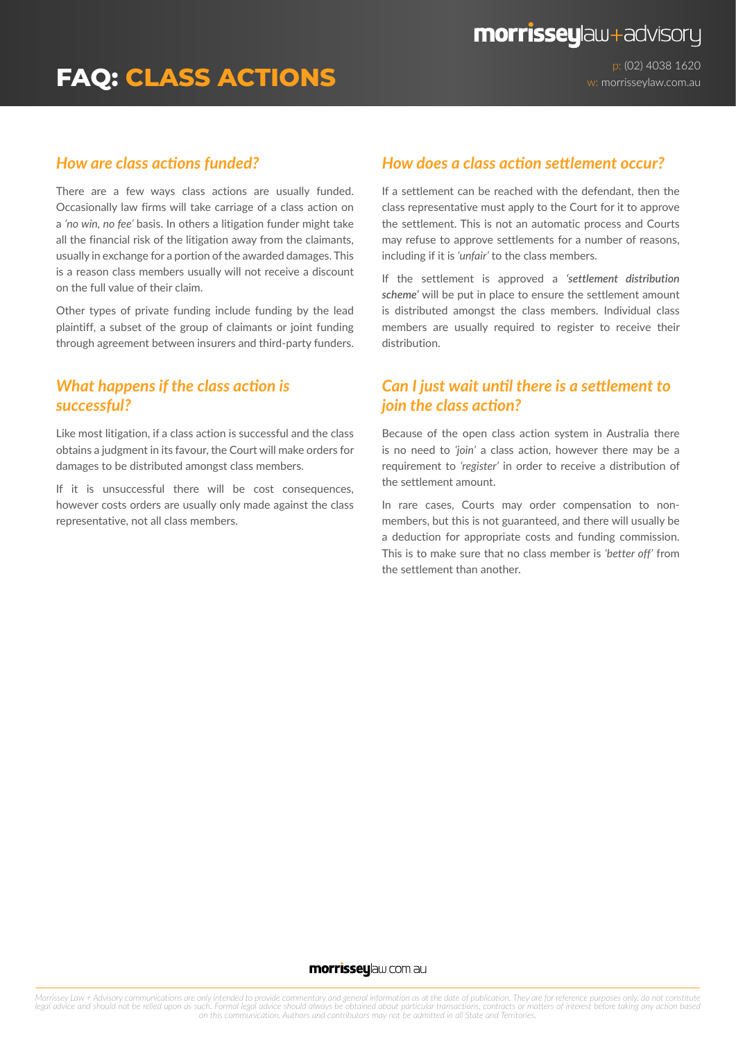# FAQ: CLASS ACTIONS

## How are class actions funded?

There are a few ways class actions are usually funded. Occasionally law firms will take carriage of a class action on a *'no win, no fee'* basis. In others a litigation funder might take all the financial risk of the litigation away from the claimants, usually in exchange for a portion of the awarded damages. This is a reason class members usually will not receive a discount on the full value of their claim.

Other types of private funding include funding by the lead plaintiff, a subset of the group of claimants or joint funding through agreement between insurers and third-party funders.

## What happens if the class action is successful?

Like most litigation, if a class action is successful and the class obtains a judgment in its favour, the Court will make orders for damages to be distributed amongst class members.

If it is unsuccessful there will be cost consequences, however costs orders are usually only made against the class representative, not all class members.

## How does a class action settlement occur?

If a settlement can be reached with the defendant, then the class representative must apply to the Court for it to approve the settlement. This is not an automatic process and Courts may refuse to approve settlements for a number of reasons, including if it is *'unfair'* to the class members.

If the settlement is approved a ***'settlement distribution scheme'*** will be put in place to ensure the settlement amount is distributed amongst the class members. Individual class members are usually required to register to receive their distribution.

## Can I just wait until there is a settlement to join the class action?

Because of the open class action system in Australia there is no need to *'join'* a class action, however there may be a requirement to *'register'* in order to receive a distribution of the settlement amount.

In rare cases, Courts may order compensation to non-members, but this is not guaranteed, and there will usually be a deduction for appropriate costs and funding commission. This is to make sure that no class member is *'better off'* from the settlement than another.

*Morrissey Law + Advisory communications are only intended to provide commentary and general information as at the date of publication. They are for reference purposes only, do not constitute legal advice and should not be relied upon as such. Formal legal advice should always be obtained about particular transactions, contracts or matters of interest before taking any action based on this communication. Authors and contributors may not be admitted in all State and Territories.*